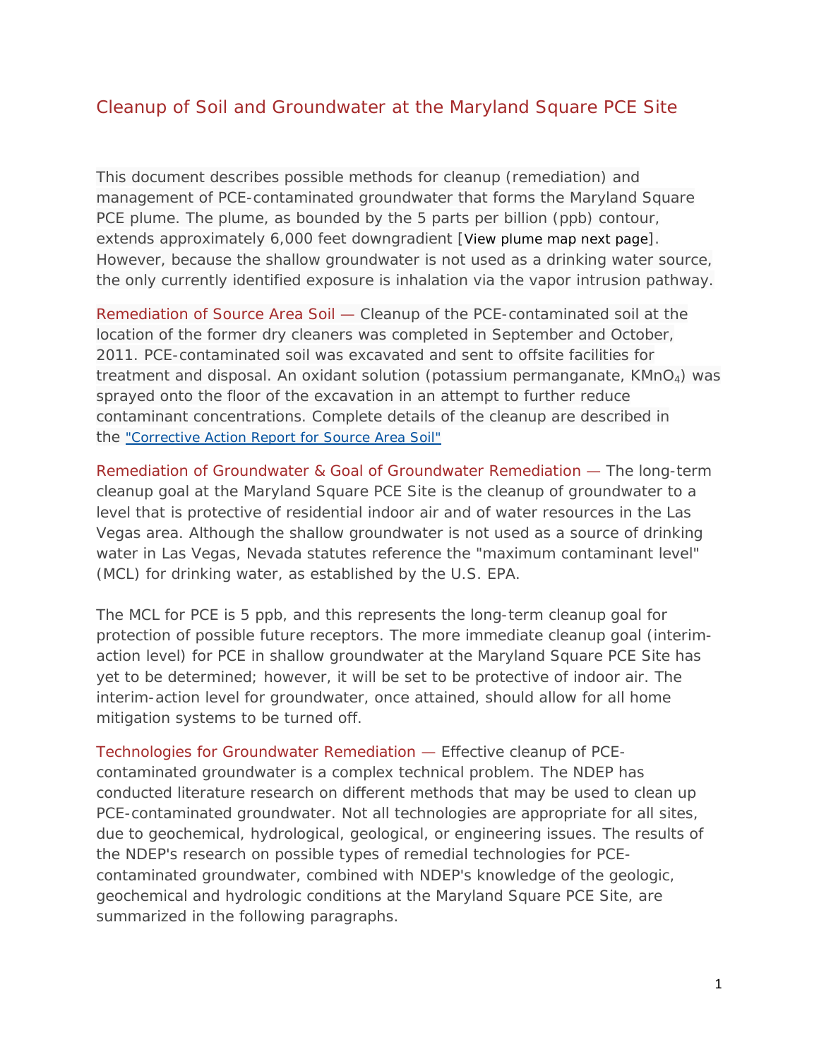# Cleanup of Soil and Groundwater at the Maryland Square PCE Site

This document describes possible methods for cleanup (remediation) and management of PCE-contaminated groundwater that forms the Maryland Square PCE plume. The plume, as bounded by the 5 parts per billion (ppb) contour, extends approximately 6,000 feet downgradient [View plume map next page]. However, because the shallow groundwater is not used as a drinking water source, the only currently identified exposure is inhalation via the vapor intrusion pathway.

**Remediation of Source Area Soil —** Cleanup of the PCE-contaminated soil at the location of the former dry cleaners was completed in September and October, 2011. PCE-contaminated soil was excavated and sent to offsite facilities for treatment and disposal. An oxidant solution (potassium permanganate, $KMnO_4$) was sprayed onto the floor of the excavation in an attempt to further reduce contaminant concentrations. Complete details of the cleanup are described in the "Corrective Action Report for Source Area Soil"

**Remediation of Groundwater & Goal of Groundwater Remediation —** The long-term cleanup goal at the Maryland Square PCE Site is the cleanup of groundwater to a level that is protective of residential indoor air and of water resources in the Las Vegas area. Although the shallow groundwater is not used as a source of drinking water in Las Vegas, Nevada statutes reference the "maximum contaminant level" (MCL) for drinking water, as established by the U.S. EPA.

The MCL for PCE is 5 ppb, and this represents the long-term cleanup goal for protection of possible future receptors. The more immediate cleanup goal (interim-action level) for PCE in shallow groundwater at the Maryland Square PCE Site has yet to be determined; however, it will be set to be protective of indoor air. The interim-action level for groundwater, once attained, should allow for all home mitigation systems to be turned off.

**Technologies for Groundwater Remediation —** Effective cleanup of PCE-contaminated groundwater is a complex technical problem. The NDEP has conducted literature research on different methods that may be used to clean up PCE-contaminated groundwater. Not all technologies are appropriate for all sites, due to geochemical, hydrological, geological, or engineering issues. The results of the NDEP's research on possible types of remedial technologies for PCE-contaminated groundwater, combined with NDEP's knowledge of the geologic, geochemical and hydrologic conditions at the Maryland Square PCE Site, are summarized in the following paragraphs.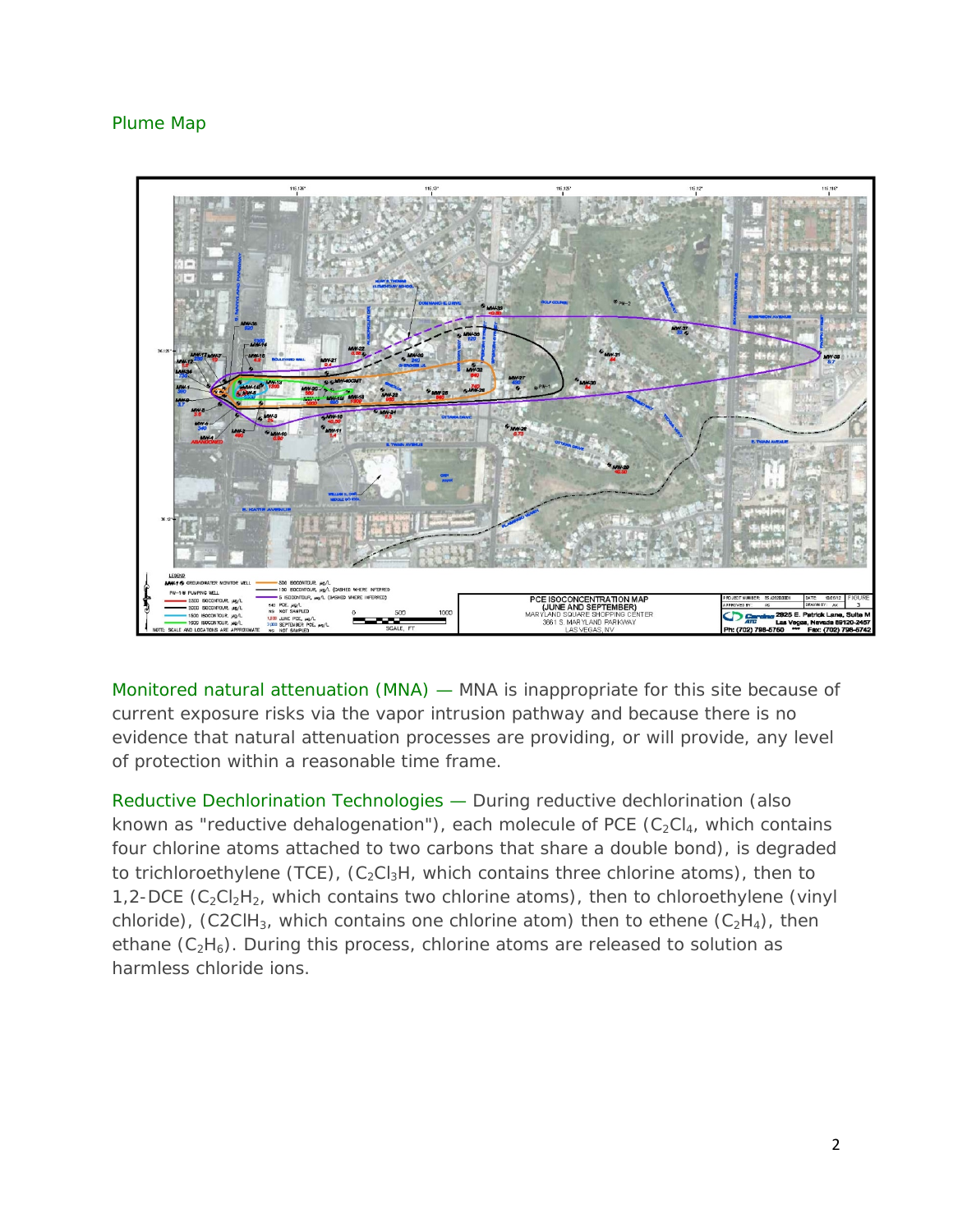Plume Map

Monitored natural attenuation (MNA) — MNA is inappropriate for this site because of current exposure risks via the vapor intrusion pathway and because there is no evidence that natural attenuation processes are providing, or will provide, any level of protection within a reasonable time frame.

Reductive Dechlorination Technologies — During reductive dechlorination (also known as "reductive dehalogenation"), each molecule of PCE ($C_2Cl_4$, which contains four chlorine atoms attached to two carbons that share a double bond), is degraded to trichloroethylene (TCE), ($C_2Cl_3H$, which contains three chlorine atoms), then to 1,2-DCE ($C_2Cl_2H_2$, which contains two chlorine atoms), then to chloroethylene (vinyl chloride), (C2ClH$_3$, which contains one chlorine atom) then to ethene ($C_2H_4$), then ethane ($C_2H_6$). During this process, chlorine atoms are released to solution as harmless chloride ions.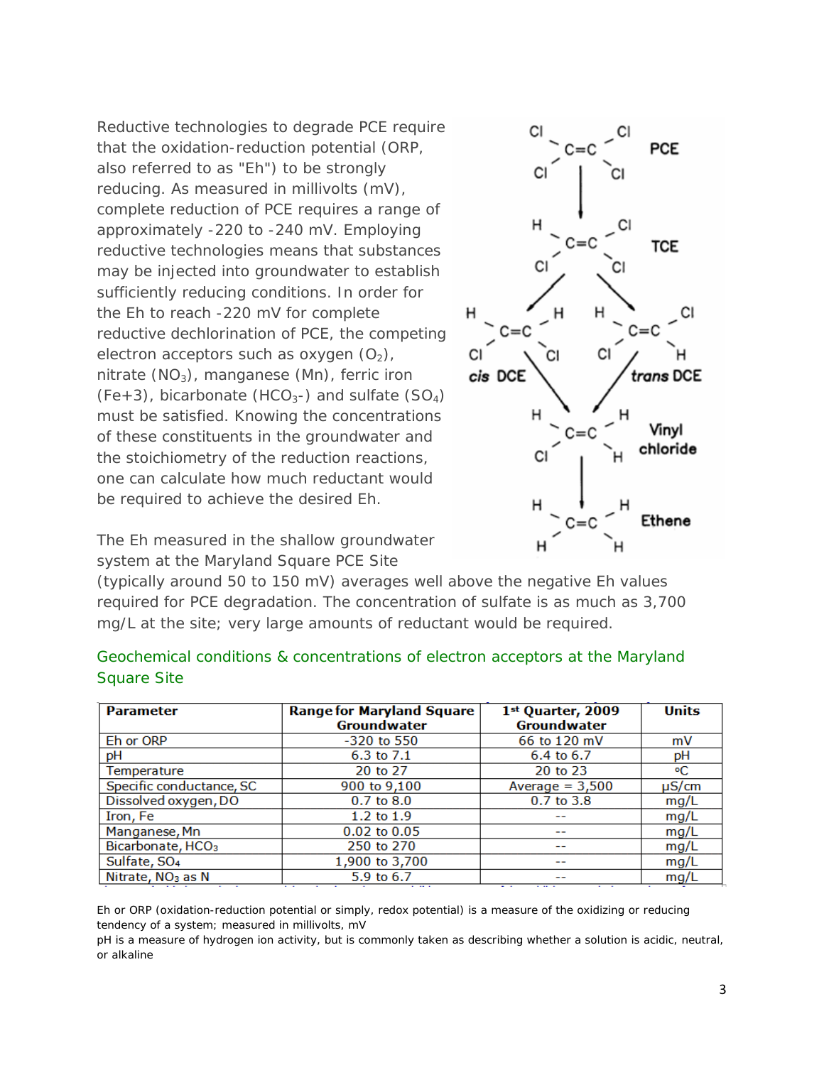Reductive technologies to degrade PCE require that the oxidation-reduction potential (ORP, also referred to as "Eh") to be strongly reducing. As measured in millivolts (mV), complete reduction of PCE requires a range of approximately -220 to -240 mV. Employing reductive technologies means that substances may be injected into groundwater to establish sufficiently reducing conditions. In order for the Eh to reach -220 mV for complete reductive dechlorination of PCE, the competing electron acceptors such as oxygen ($O_2$), nitrate ($NO_3$), manganese (Mn), ferric iron (Fe+3), bicarbonate ($HCO_3$-) and sulfate ($SO_4$) must be satisfied. Knowing the concentrations of these constituents in the groundwater and the stoichiometry of the reduction reactions, one can calculate how much reductant would be required to achieve the desired Eh.

The Eh measured in the shallow groundwater system at the Maryland Square PCE Site (typically around 50 to 150 mV) averages well above the negative Eh values required for PCE degradation. The concentration of sulfate is as much as 3,700 mg/L at the site; very large amounts of reductant would be required.

## Geochemical conditions & concentrations of electron acceptors at the Maryland Square Site

| Parameter | Range for Maryland Square Groundwater | 1st Quarter, 2009 Groundwater | Units |
|---|---|---|---|
| Eh or ORP | -320 to 550 | 66 to 120 mV | mV |
| pH | 6.3 to 7.1 | 6.4 to 6.7 | pH |
| Temperature | 20 to 27 | 20 to 23 | °C |
| Specific conductance, SC | 900 to 9,100 | Average = 3,500 | µS/cm |
| Dissolved oxygen, DO | 0.7 to 8.0 | 0.7 to 3.8 | mg/L |
| Iron, Fe | 1.2 to 1.9 | -- | mg/L |
| Manganese, Mn | 0.02 to 0.05 | -- | mg/L |
| Bicarbonate, $HCO_3$ | 250 to 270 | -- | mg/L |
| Sulfate, $SO_4$ | 1,900 to 3,700 | -- | mg/L |
| Nitrate, $NO_3$ as N | 5.9 to 6.7 | -- | mg/L |

Eh or ORP (oxidation-reduction potential or simply, redox potential) is a measure of the oxidizing or reducing tendency of a system; measured in millivolts, mV

pH is a measure of hydrogen ion activity, but is commonly taken as describing whether a solution is acidic, neutral, or alkaline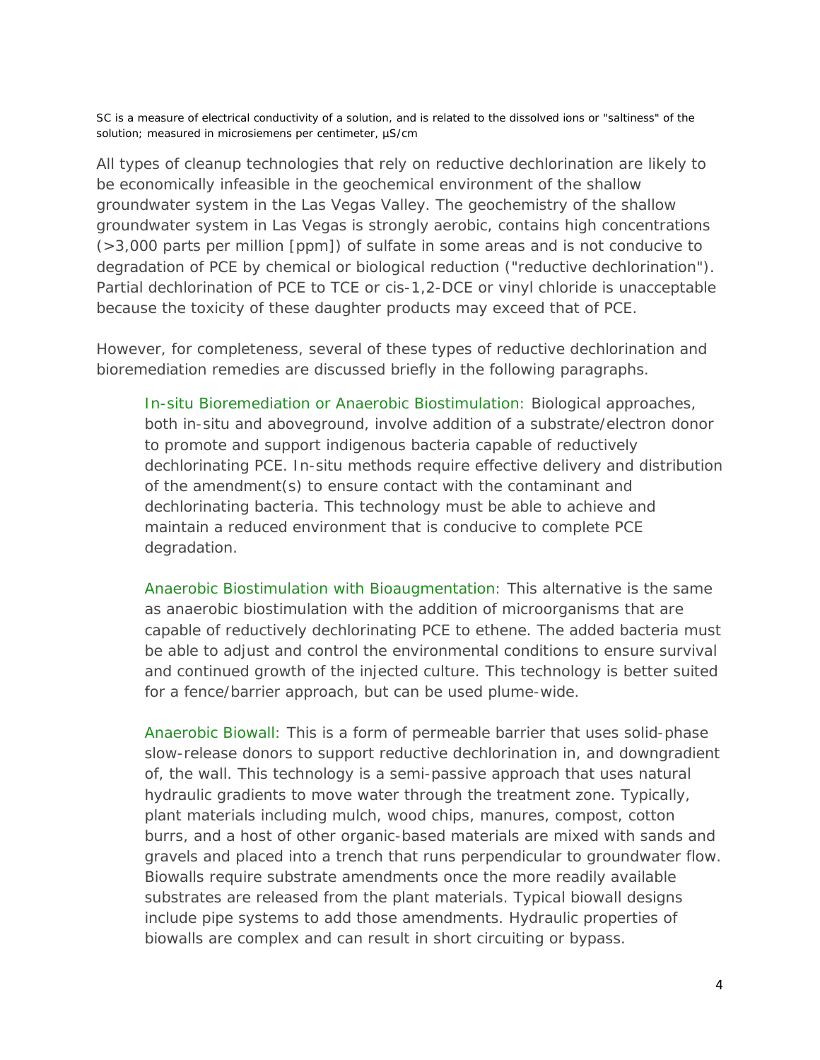SC is a measure of electrical conductivity of a solution, and is related to the dissolved ions or "saltiness" of the solution; measured in microsiemens per centimeter, µS/cm

All types of cleanup technologies that rely on reductive dechlorination are likely to be economically infeasible in the geochemical environment of the shallow groundwater system in the Las Vegas Valley. The geochemistry of the shallow groundwater system in Las Vegas is strongly aerobic, contains high concentrations (>3,000 parts per million [ppm]) of sulfate in some areas and is not conducive to degradation of PCE by chemical or biological reduction ("reductive dechlorination"). Partial dechlorination of PCE to TCE or cis-1,2-DCE or vinyl chloride is unacceptable because the toxicity of these daughter products may exceed that of PCE.

However, for completeness, several of these types of reductive dechlorination and bioremediation remedies are discussed briefly in the following paragraphs.

> In-situ Bioremediation or Anaerobic Biostimulation: Biological approaches, both in-situ and aboveground, involve addition of a substrate/electron donor to promote and support indigenous bacteria capable of reductively dechlorinating PCE. In-situ methods require effective delivery and distribution of the amendment(s) to ensure contact with the contaminant and dechlorinating bacteria. This technology must be able to achieve and maintain a reduced environment that is conducive to complete PCE degradation.
>
> Anaerobic Biostimulation with Bioaugmentation: This alternative is the same as anaerobic biostimulation with the addition of microorganisms that are capable of reductively dechlorinating PCE to ethene. The added bacteria must be able to adjust and control the environmental conditions to ensure survival and continued growth of the injected culture. This technology is better suited for a fence/barrier approach, but can be used plume-wide.
>
> Anaerobic Biowall: This is a form of permeable barrier that uses solid-phase slow-release donors to support reductive dechlorination in, and downgradient of, the wall. This technology is a semi-passive approach that uses natural hydraulic gradients to move water through the treatment zone. Typically, plant materials including mulch, wood chips, manures, compost, cotton burrs, and a host of other organic-based materials are mixed with sands and gravels and placed into a trench that runs perpendicular to groundwater flow. Biowalls require substrate amendments once the more readily available substrates are released from the plant materials. Typical biowall designs include pipe systems to add those amendments. Hydraulic properties of biowalls are complex and can result in short circuiting or bypass.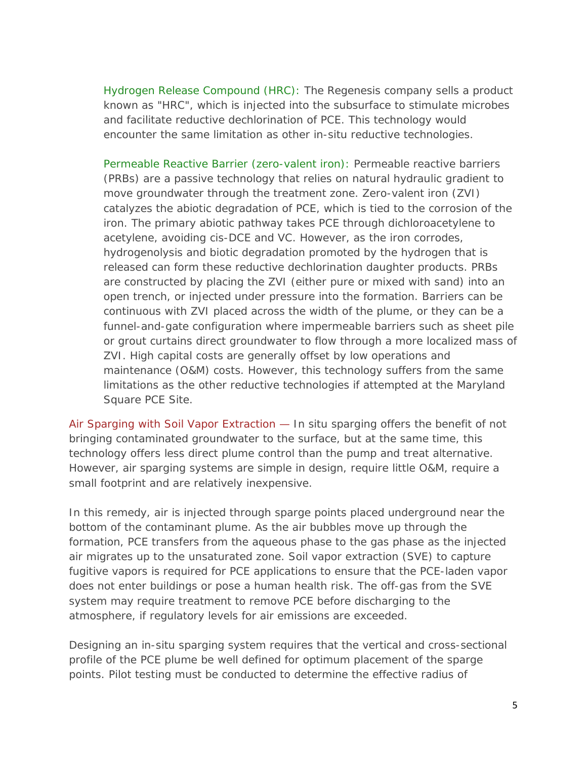Hydrogen Release Compound (HRC): The Regenesis company sells a product known as "HRC", which is injected into the subsurface to stimulate microbes and facilitate reductive dechlorination of PCE. This technology would encounter the same limitation as other in-situ reductive technologies.

Permeable Reactive Barrier (zero-valent iron): Permeable reactive barriers (PRBs) are a passive technology that relies on natural hydraulic gradient to move groundwater through the treatment zone. Zero-valent iron (ZVI) catalyzes the abiotic degradation of PCE, which is tied to the corrosion of the iron. The primary abiotic pathway takes PCE through dichloroacetylene to acetylene, avoiding cis-DCE and VC. However, as the iron corrodes, hydrogenolysis and biotic degradation promoted by the hydrogen that is released can form these reductive dechlorination daughter products. PRBs are constructed by placing the ZVI (either pure or mixed with sand) into an open trench, or injected under pressure into the formation. Barriers can be continuous with ZVI placed across the width of the plume, or they can be a funnel-and-gate configuration where impermeable barriers such as sheet pile or grout curtains direct groundwater to flow through a more localized mass of ZVI. High capital costs are generally offset by low operations and maintenance (O&M) costs. However, this technology suffers from the same limitations as the other reductive technologies if attempted at the Maryland Square PCE Site.

Air Sparging with Soil Vapor Extraction — In situ sparging offers the benefit of not bringing contaminated groundwater to the surface, but at the same time, this technology offers less direct plume control than the pump and treat alternative. However, air sparging systems are simple in design, require little O&M, require a small footprint and are relatively inexpensive.

In this remedy, air is injected through sparge points placed underground near the bottom of the contaminant plume. As the air bubbles move up through the formation, PCE transfers from the aqueous phase to the gas phase as the injected air migrates up to the unsaturated zone. Soil vapor extraction (SVE) to capture fugitive vapors is required for PCE applications to ensure that the PCE-laden vapor does not enter buildings or pose a human health risk. The off-gas from the SVE system may require treatment to remove PCE before discharging to the atmosphere, if regulatory levels for air emissions are exceeded.

Designing an in-situ sparging system requires that the vertical and cross-sectional profile of the PCE plume be well defined for optimum placement of the sparge points. Pilot testing must be conducted to determine the effective radius of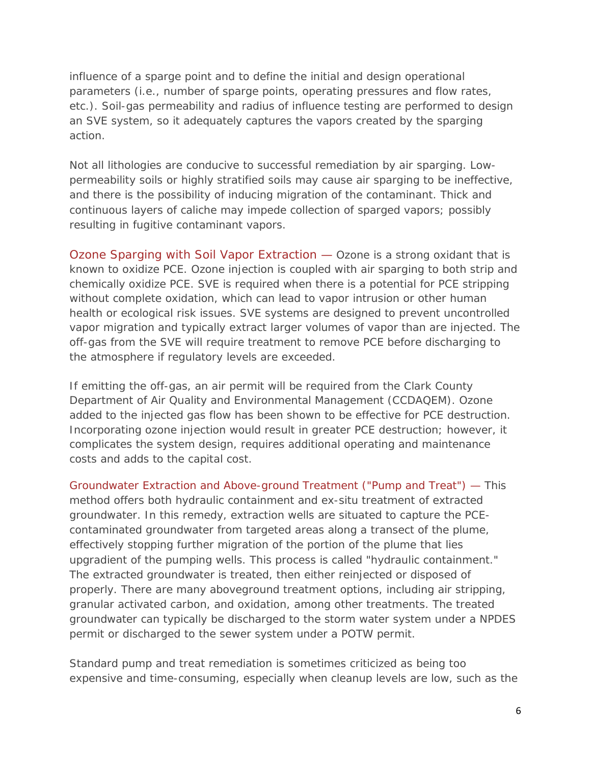influence of a sparge point and to define the initial and design operational parameters (i.e., number of sparge points, operating pressures and flow rates, etc.). Soil-gas permeability and radius of influence testing are performed to design an SVE system, so it adequately captures the vapors created by the sparging action.

Not all lithologies are conducive to successful remediation by air sparging. Low-permeability soils or highly stratified soils may cause air sparging to be ineffective, and there is the possibility of inducing migration of the contaminant. Thick and continuous layers of caliche may impede collection of sparged vapors; possibly resulting in fugitive contaminant vapors.

Ozone Sparging with Soil Vapor Extraction — Ozone is a strong oxidant that is known to oxidize PCE. Ozone injection is coupled with air sparging to both strip and chemically oxidize PCE. SVE is required when there is a potential for PCE stripping without complete oxidation, which can lead to vapor intrusion or other human health or ecological risk issues. SVE systems are designed to prevent uncontrolled vapor migration and typically extract larger volumes of vapor than are injected. The off-gas from the SVE will require treatment to remove PCE before discharging to the atmosphere if regulatory levels are exceeded.

If emitting the off-gas, an air permit will be required from the Clark County Department of Air Quality and Environmental Management (CCDAQEM). Ozone added to the injected gas flow has been shown to be effective for PCE destruction. Incorporating ozone injection would result in greater PCE destruction; however, it complicates the system design, requires additional operating and maintenance costs and adds to the capital cost.

Groundwater Extraction and Above-ground Treatment ("Pump and Treat") — This method offers both hydraulic containment and ex-situ treatment of extracted groundwater. In this remedy, extraction wells are situated to capture the PCE-contaminated groundwater from targeted areas along a transect of the plume, effectively stopping further migration of the portion of the plume that lies upgradient of the pumping wells. This process is called "hydraulic containment." The extracted groundwater is treated, then either reinjected or disposed of properly. There are many aboveground treatment options, including air stripping, granular activated carbon, and oxidation, among other treatments. The treated groundwater can typically be discharged to the storm water system under a NPDES permit or discharged to the sewer system under a POTW permit.

Standard pump and treat remediation is sometimes criticized as being too expensive and time-consuming, especially when cleanup levels are low, such as the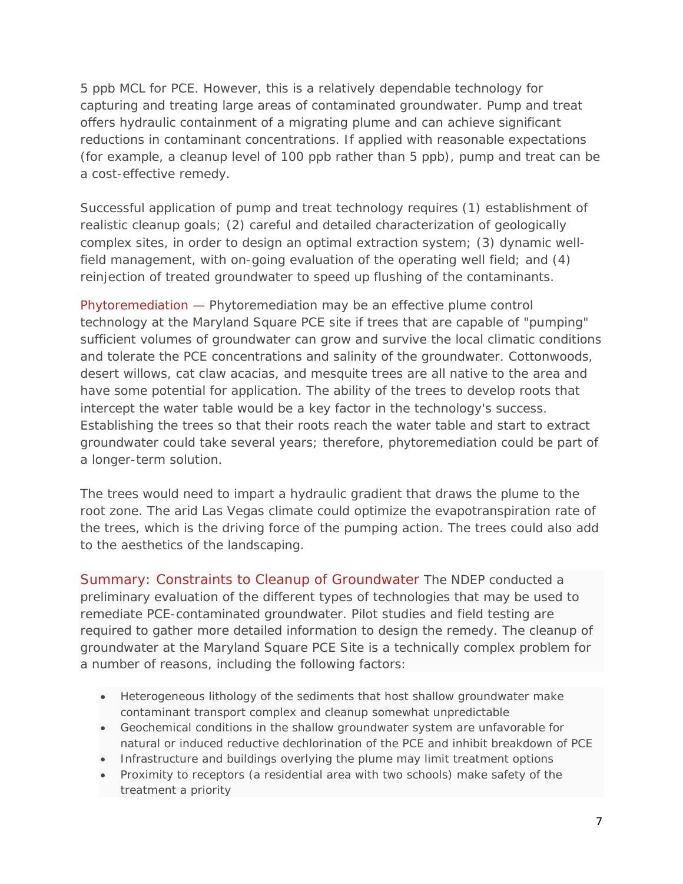5 ppb MCL for PCE. However, this is a relatively dependable technology for capturing and treating large areas of contaminated groundwater. Pump and treat offers hydraulic containment of a migrating plume and can achieve significant reductions in contaminant concentrations. If applied with reasonable expectations (for example, a cleanup level of 100 ppb rather than 5 ppb), pump and treat can be a cost-effective remedy.

Successful application of pump and treat technology requires (1) establishment of realistic cleanup goals; (2) careful and detailed characterization of geologically complex sites, in order to design an optimal extraction system; (3) dynamic well-field management, with on-going evaluation of the operating well field; and (4) reinjection of treated groundwater to speed up flushing of the contaminants.

Phytoremediation — Phytoremediation may be an effective plume control technology at the Maryland Square PCE site if trees that are capable of "pumping" sufficient volumes of groundwater can grow and survive the local climatic conditions and tolerate the PCE concentrations and salinity of the groundwater. Cottonwoods, desert willows, cat claw acacias, and mesquite trees are all native to the area and have some potential for application. The ability of the trees to develop roots that intercept the water table would be a key factor in the technology's success. Establishing the trees so that their roots reach the water table and start to extract groundwater could take several years; therefore, phytoremediation could be part of a longer-term solution.

The trees would need to impart a hydraulic gradient that draws the plume to the root zone. The arid Las Vegas climate could optimize the evapotranspiration rate of the trees, which is the driving force of the pumping action. The trees could also add to the aesthetics of the landscaping.

Summary: Constraints to Cleanup of Groundwater The NDEP conducted a preliminary evaluation of the different types of technologies that may be used to remediate PCE-contaminated groundwater. Pilot studies and field testing are required to gather more detailed information to design the remedy. The cleanup of groundwater at the Maryland Square PCE Site is a technically complex problem for a number of reasons, including the following factors:

- Heterogeneous lithology of the sediments that host shallow groundwater make contaminant transport complex and cleanup somewhat unpredictable
- Geochemical conditions in the shallow groundwater system are unfavorable for natural or induced reductive dechlorination of the PCE and inhibit breakdown of PCE
- Infrastructure and buildings overlying the plume may limit treatment options
- Proximity to receptors (a residential area with two schools) make safety of the treatment a priority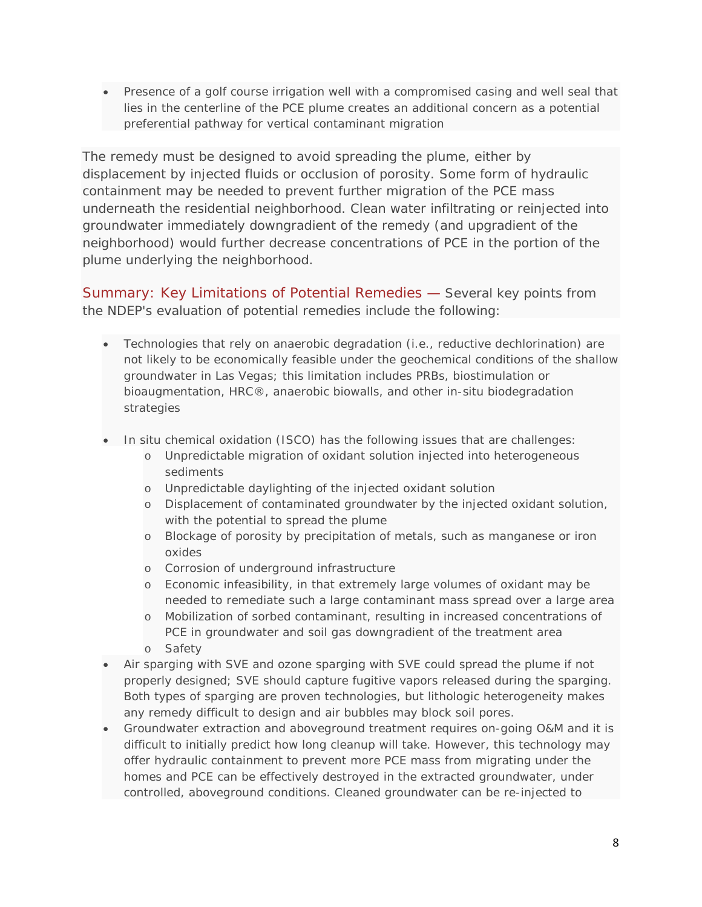- Presence of a golf course irrigation well with a compromised casing and well seal that lies in the centerline of the PCE plume creates an additional concern as a potential preferential pathway for vertical contaminant migration

The remedy must be designed to avoid spreading the plume, either by displacement by injected fluids or occlusion of porosity. Some form of hydraulic containment may be needed to prevent further migration of the PCE mass underneath the residential neighborhood. Clean water infiltrating or reinjected into groundwater immediately downgradient of the remedy (and upgradient of the neighborhood) would further decrease concentrations of PCE in the portion of the plume underlying the neighborhood.

Summary: Key Limitations of Potential Remedies — Several key points from the NDEP's evaluation of potential remedies include the following:

- Technologies that rely on anaerobic degradation (i.e., reductive dechlorination) are not likely to be economically feasible under the geochemical conditions of the shallow groundwater in Las Vegas; this limitation includes PRBs, biostimulation or bioaugmentation, HRC®, anaerobic biowalls, and other in-situ biodegradation strategies
- In situ chemical oxidation (ISCO) has the following issues that are challenges:
  - Unpredictable migration of oxidant solution injected into heterogeneous sediments
  - Unpredictable daylighting of the injected oxidant solution
  - Displacement of contaminated groundwater by the injected oxidant solution, with the potential to spread the plume
  - Blockage of porosity by precipitation of metals, such as manganese or iron oxides
  - Corrosion of underground infrastructure
  - Economic infeasibility, in that extremely large volumes of oxidant may be needed to remediate such a large contaminant mass spread over a large area
  - Mobilization of sorbed contaminant, resulting in increased concentrations of PCE in groundwater and soil gas downgradient of the treatment area
  - Safety
- Air sparging with SVE and ozone sparging with SVE could spread the plume if not properly designed; SVE should capture fugitive vapors released during the sparging. Both types of sparging are proven technologies, but lithologic heterogeneity makes any remedy difficult to design and air bubbles may block soil pores.
- Groundwater extraction and aboveground treatment requires on-going O&M and it is difficult to initially predict how long cleanup will take. However, this technology may offer hydraulic containment to prevent more PCE mass from migrating under the homes and PCE can be effectively destroyed in the extracted groundwater, under controlled, aboveground conditions. Cleaned groundwater can be re-injected to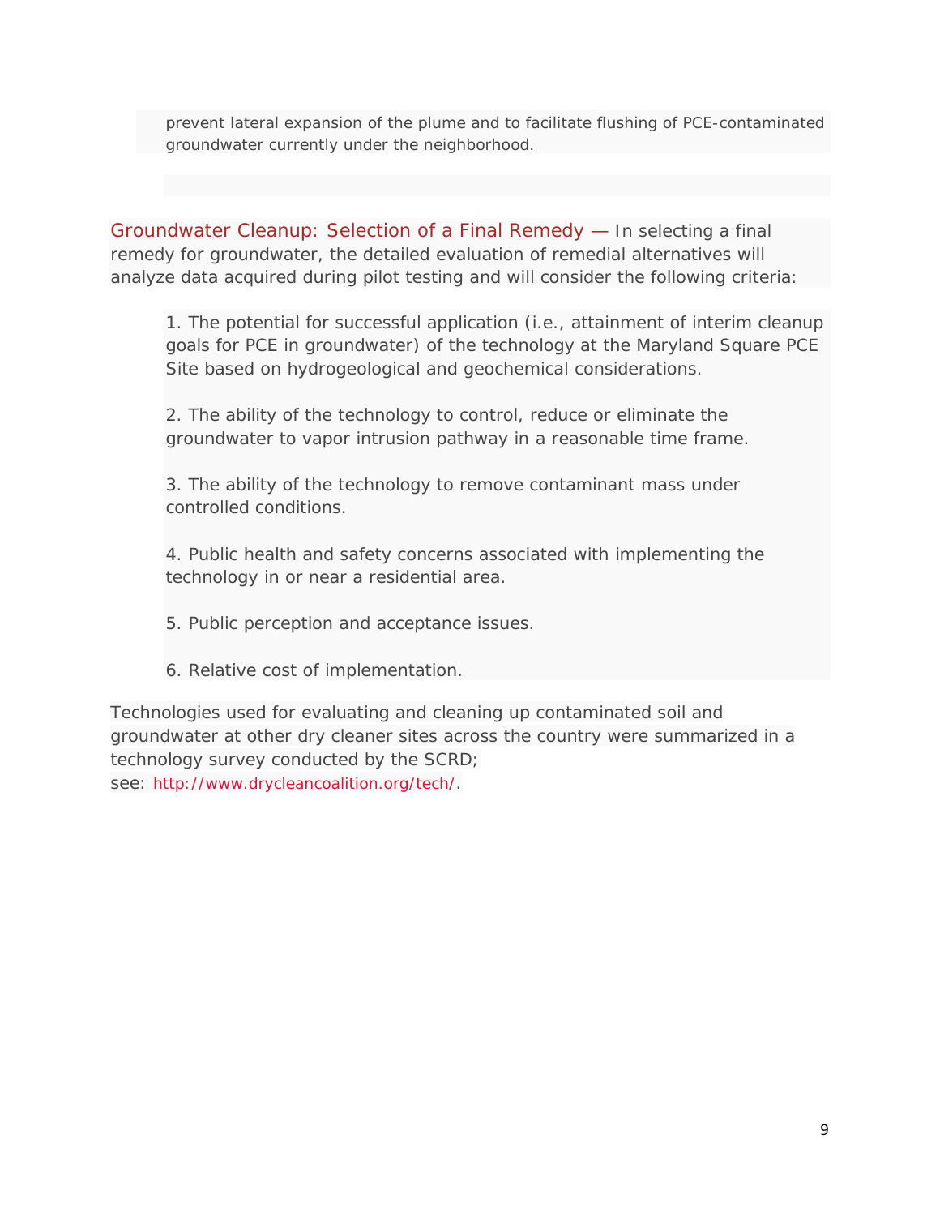prevent lateral expansion of the plume and to facilitate flushing of PCE-contaminated groundwater currently under the neighborhood.

Groundwater Cleanup: Selection of a Final Remedy — In selecting a final remedy for groundwater, the detailed evaluation of remedial alternatives will analyze data acquired during pilot testing and will consider the following criteria:

1. The potential for successful application (i.e., attainment of interim cleanup goals for PCE in groundwater) of the technology at the Maryland Square PCE Site based on hydrogeological and geochemical considerations.

2. The ability of the technology to control, reduce or eliminate the groundwater to vapor intrusion pathway in a reasonable time frame.

3. The ability of the technology to remove contaminant mass under controlled conditions.

4. Public health and safety concerns associated with implementing the technology in or near a residential area.

5. Public perception and acceptance issues.

6. Relative cost of implementation.

Technologies used for evaluating and cleaning up contaminated soil and groundwater at other dry cleaner sites across the country were summarized in a technology survey conducted by the SCRD; see: http://www.drycleancoalition.org/tech/.